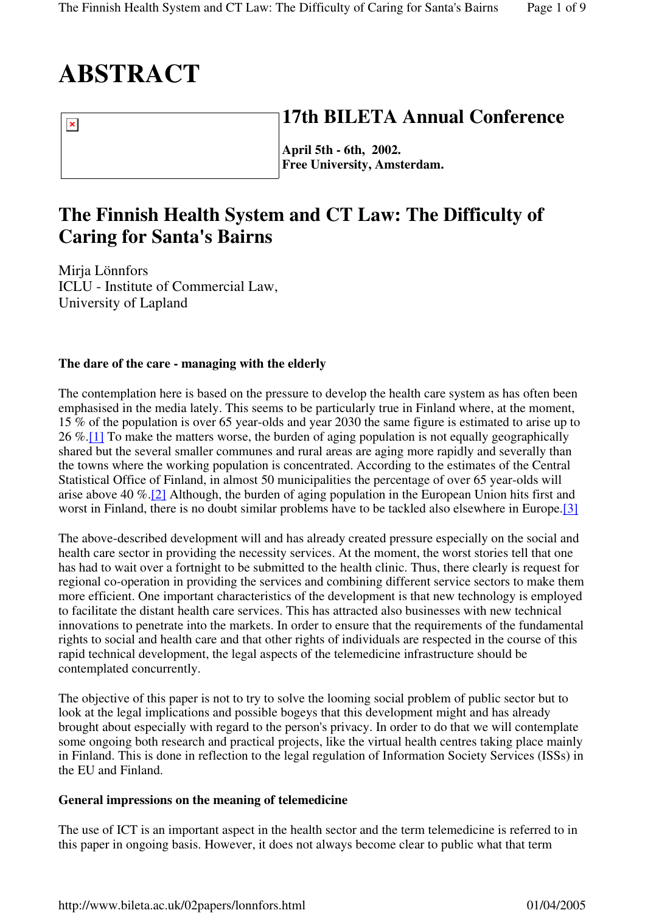# ABSTRACT

## 17th BILETA Annual Conference

**April 5th - 6th, 2002.**
**Free University, Amsterdam.**

## The Finnish Health System and CT Law: The Difficulty of Caring for Santa's Bairns

Mirja Lönnfors
ICLU - Institute of Commercial Law,
University of Lapland

**The dare of the care - managing with the elderly**

The contemplation here is based on the pressure to develop the health care system as has often been emphasised in the media lately. This seems to be particularly true in Finland where, at the moment, 15 % of the population is over 65 year-olds and year 2030 the same figure is estimated to arise up to 26 %.[1] To make the matters worse, the burden of aging population is not equally geographically shared but the several smaller communes and rural areas are aging more rapidly and severally than the towns where the working population is concentrated. According to the estimates of the Central Statistical Office of Finland, in almost 50 municipalities the percentage of over 65 year-olds will arise above 40 %.[2] Although, the burden of aging population in the European Union hits first and worst in Finland, there is no doubt similar problems have to be tackled also elsewhere in Europe.[3]

The above-described development will and has already created pressure especially on the social and health care sector in providing the necessity services. At the moment, the worst stories tell that one has had to wait over a fortnight to be submitted to the health clinic. Thus, there clearly is request for regional co-operation in providing the services and combining different service sectors to make them more efficient. One important characteristics of the development is that new technology is employed to facilitate the distant health care services. This has attracted also businesses with new technical innovations to penetrate into the markets. In order to ensure that the requirements of the fundamental rights to social and health care and that other rights of individuals are respected in the course of this rapid technical development, the legal aspects of the telemedicine infrastructure should be contemplated concurrently.

The objective of this paper is not to try to solve the looming social problem of public sector but to look at the legal implications and possible bogeys that this development might and has already brought about especially with regard to the person's privacy. In order to do that we will contemplate some ongoing both research and practical projects, like the virtual health centres taking place mainly in Finland. This is done in reflection to the legal regulation of Information Society Services (ISSs) in the EU and Finland.

**General impressions on the meaning of telemedicine**

The use of ICT is an important aspect in the health sector and the term telemedicine is referred to in this paper in ongoing basis. However, it does not always become clear to public what that term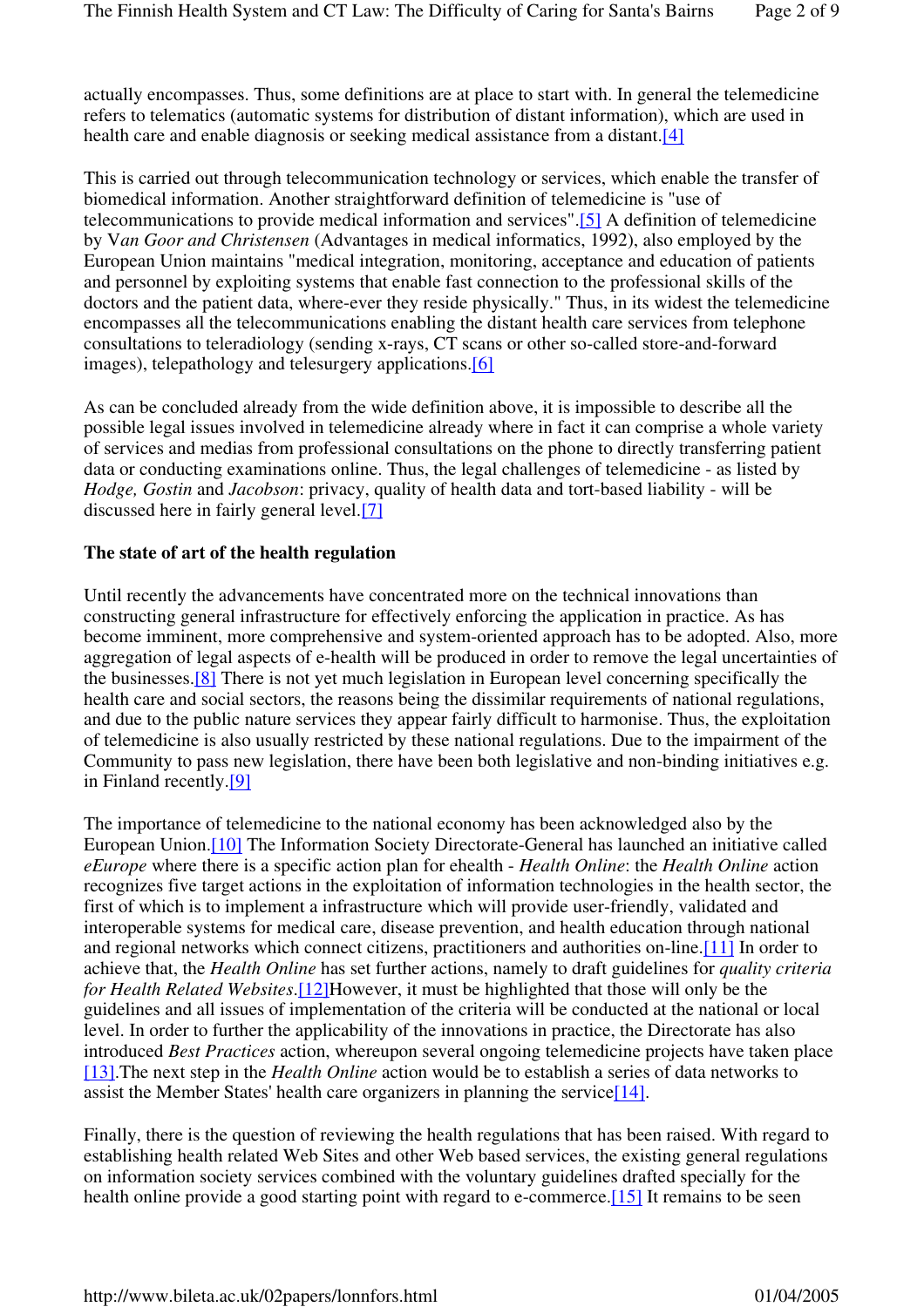actually encompasses. Thus, some definitions are at place to start with. In general the telemedicine refers to telematics (automatic systems for distribution of distant information), which are used in health care and enable diagnosis or seeking medical assistance from a distant.[4]

This is carried out through telecommunication technology or services, which enable the transfer of biomedical information. Another straightforward definition of telemedicine is "use of telecommunications to provide medical information and services".[5] A definition of telemedicine by V*an Goor and Christensen* (Advantages in medical informatics, 1992), also employed by the European Union maintains "medical integration, monitoring, acceptance and education of patients and personnel by exploiting systems that enable fast connection to the professional skills of the doctors and the patient data, where-ever they reside physically." Thus, in its widest the telemedicine encompasses all the telecommunications enabling the distant health care services from telephone consultations to teleradiology (sending x-rays, CT scans or other so-called store-and-forward images), telepathology and telesurgery applications.[6]

As can be concluded already from the wide definition above, it is impossible to describe all the possible legal issues involved in telemedicine already where in fact it can comprise a whole variety of services and medias from professional consultations on the phone to directly transferring patient data or conducting examinations online. Thus, the legal challenges of telemedicine - as listed by *Hodge, Gostin* and *Jacobson*: privacy, quality of health data and tort-based liability - will be discussed here in fairly general level.[7]

**The state of art of the health regulation**

Until recently the advancements have concentrated more on the technical innovations than constructing general infrastructure for effectively enforcing the application in practice. As has become imminent, more comprehensive and system-oriented approach has to be adopted. Also, more aggregation of legal aspects of e-health will be produced in order to remove the legal uncertainties of the businesses.[8] There is not yet much legislation in European level concerning specifically the health care and social sectors, the reasons being the dissimilar requirements of national regulations, and due to the public nature services they appear fairly difficult to harmonise. Thus, the exploitation of telemedicine is also usually restricted by these national regulations. Due to the impairment of the Community to pass new legislation, there have been both legislative and non-binding initiatives e.g. in Finland recently.[9]

The importance of telemedicine to the national economy has been acknowledged also by the European Union.[10] The Information Society Directorate-General has launched an initiative called *eEurope* where there is a specific action plan for ehealth - *Health Online*: the *Health Online* action recognizes five target actions in the exploitation of information technologies in the health sector, the first of which is to implement a infrastructure which will provide user-friendly, validated and interoperable systems for medical care, disease prevention, and health education through national and regional networks which connect citizens, practitioners and authorities on-line.[11] In order to achieve that, the *Health Online* has set further actions, namely to draft guidelines for *quality criteria for Health Related Websites*.[12]However, it must be highlighted that those will only be the guidelines and all issues of implementation of the criteria will be conducted at the national or local level. In order to further the applicability of the innovations in practice, the Directorate has also introduced *Best Practices* action, whereupon several ongoing telemedicine projects have taken place [13].The next step in the *Health Online* action would be to establish a series of data networks to assist the Member States' health care organizers in planning the service[14].

Finally, there is the question of reviewing the health regulations that has been raised. With regard to establishing health related Web Sites and other Web based services, the existing general regulations on information society services combined with the voluntary guidelines drafted specially for the health online provide a good starting point with regard to e-commerce.[15] It remains to be seen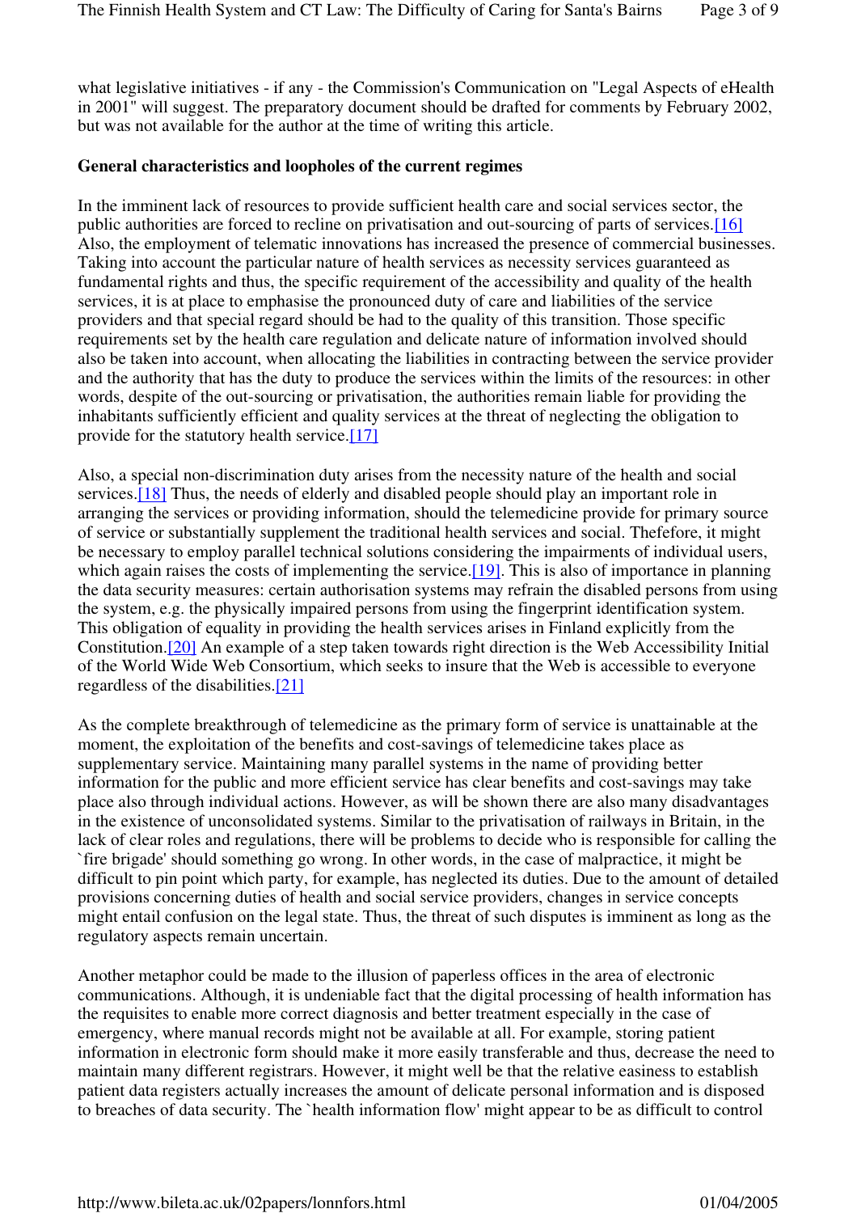what legislative initiatives - if any - the Commission's Communication on "Legal Aspects of eHealth in 2001" will suggest. The preparatory document should be drafted for comments by February 2002, but was not available for the author at the time of writing this article.

**General characteristics and loopholes of the current regimes**

In the imminent lack of resources to provide sufficient health care and social services sector, the public authorities are forced to recline on privatisation and out-sourcing of parts of services.[16] Also, the employment of telematic innovations has increased the presence of commercial businesses. Taking into account the particular nature of health services as necessity services guaranteed as fundamental rights and thus, the specific requirement of the accessibility and quality of the health services, it is at place to emphasise the pronounced duty of care and liabilities of the service providers and that special regard should be had to the quality of this transition. Those specific requirements set by the health care regulation and delicate nature of information involved should also be taken into account, when allocating the liabilities in contracting between the service provider and the authority that has the duty to produce the services within the limits of the resources: in other words, despite of the out-sourcing or privatisation, the authorities remain liable for providing the inhabitants sufficiently efficient and quality services at the threat of neglecting the obligation to provide for the statutory health service.[17]

Also, a special non-discrimination duty arises from the necessity nature of the health and social services.[18] Thus, the needs of elderly and disabled people should play an important role in arranging the services or providing information, should the telemedicine provide for primary source of service or substantially supplement the traditional health services and social. Thefefore, it might be necessary to employ parallel technical solutions considering the impairments of individual users, which again raises the costs of implementing the service.[19]. This is also of importance in planning the data security measures: certain authorisation systems may refrain the disabled persons from using the system, e.g. the physically impaired persons from using the fingerprint identification system. This obligation of equality in providing the health services arises in Finland explicitly from the Constitution.[20] An example of a step taken towards right direction is the Web Accessibility Initial of the World Wide Web Consortium, which seeks to insure that the Web is accessible to everyone regardless of the disabilities.[21]

As the complete breakthrough of telemedicine as the primary form of service is unattainable at the moment, the exploitation of the benefits and cost-savings of telemedicine takes place as supplementary service. Maintaining many parallel systems in the name of providing better information for the public and more efficient service has clear benefits and cost-savings may take place also through individual actions. However, as will be shown there are also many disadvantages in the existence of unconsolidated systems. Similar to the privatisation of railways in Britain, in the lack of clear roles and regulations, there will be problems to decide who is responsible for calling the `fire brigade' should something go wrong. In other words, in the case of malpractice, it might be difficult to pin point which party, for example, has neglected its duties. Due to the amount of detailed provisions concerning duties of health and social service providers, changes in service concepts might entail confusion on the legal state. Thus, the threat of such disputes is imminent as long as the regulatory aspects remain uncertain.

Another metaphor could be made to the illusion of paperless offices in the area of electronic communications. Although, it is undeniable fact that the digital processing of health information has the requisites to enable more correct diagnosis and better treatment especially in the case of emergency, where manual records might not be available at all. For example, storing patient information in electronic form should make it more easily transferable and thus, decrease the need to maintain many different registrars. However, it might well be that the relative easiness to establish patient data registers actually increases the amount of delicate personal information and is disposed to breaches of data security. The `health information flow' might appear to be as difficult to control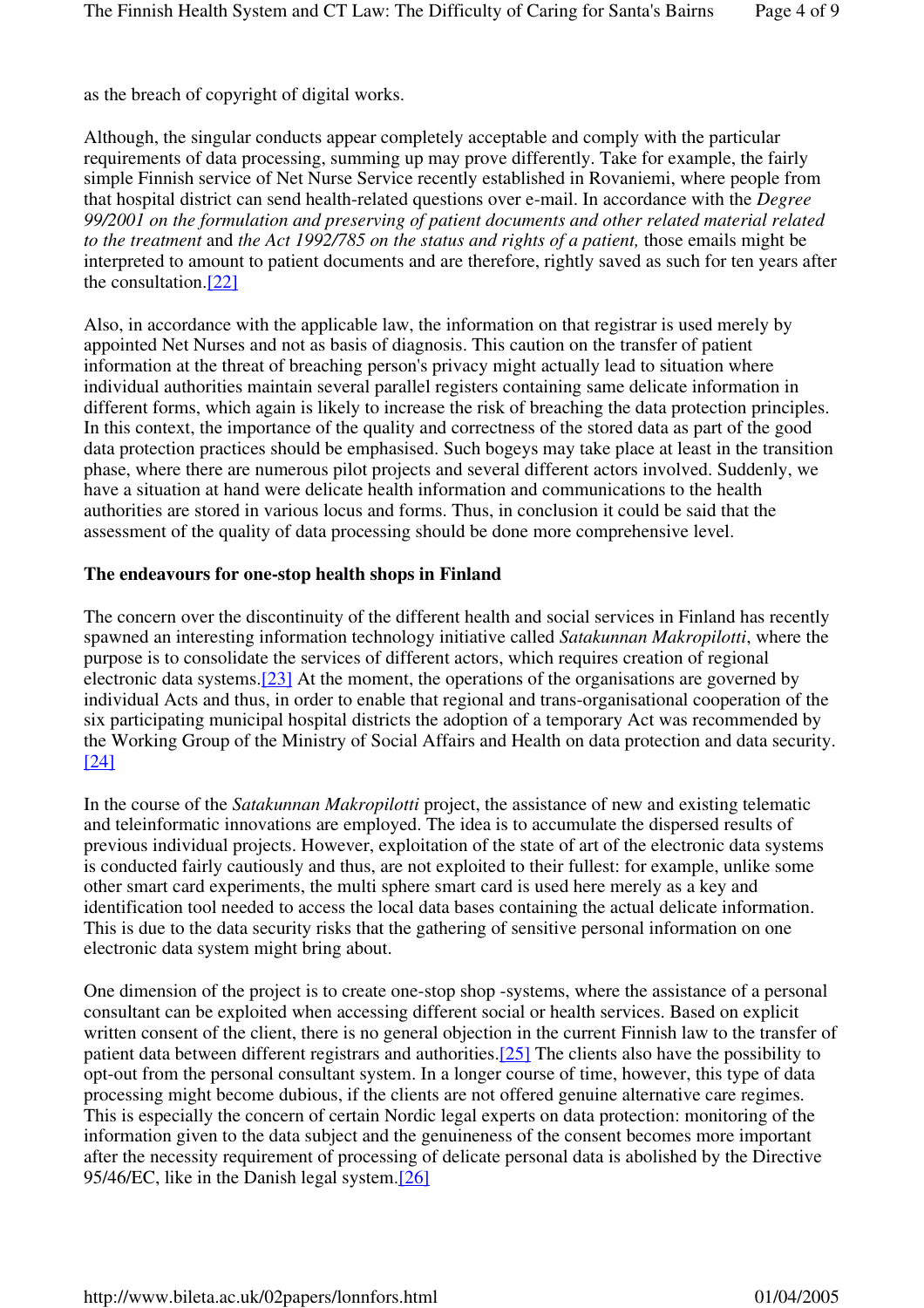as the breach of copyright of digital works.

Although, the singular conducts appear completely acceptable and comply with the particular requirements of data processing, summing up may prove differently. Take for example, the fairly simple Finnish service of Net Nurse Service recently established in Rovaniemi, where people from that hospital district can send health-related questions over e-mail. In accordance with the *Degree 99/2001 on the formulation and preserving of patient documents and other related material related to the treatment* and *the Act 1992/785 on the status and rights of a patient,* those emails might be interpreted to amount to patient documents and are therefore, rightly saved as such for ten years after the consultation.[22]

Also, in accordance with the applicable law, the information on that registrar is used merely by appointed Net Nurses and not as basis of diagnosis. This caution on the transfer of patient information at the threat of breaching person's privacy might actually lead to situation where individual authorities maintain several parallel registers containing same delicate information in different forms, which again is likely to increase the risk of breaching the data protection principles. In this context, the importance of the quality and correctness of the stored data as part of the good data protection practices should be emphasised. Such bogeys may take place at least in the transition phase, where there are numerous pilot projects and several different actors involved. Suddenly, we have a situation at hand were delicate health information and communications to the health authorities are stored in various locus and forms. Thus, in conclusion it could be said that the assessment of the quality of data processing should be done more comprehensive level.

**The endeavours for one-stop health shops in Finland**

The concern over the discontinuity of the different health and social services in Finland has recently spawned an interesting information technology initiative called *Satakunnan Makropilotti*, where the purpose is to consolidate the services of different actors, which requires creation of regional electronic data systems.[23] At the moment, the operations of the organisations are governed by individual Acts and thus, in order to enable that regional and trans-organisational cooperation of the six participating municipal hospital districts the adoption of a temporary Act was recommended by the Working Group of the Ministry of Social Affairs and Health on data protection and data security.[24]

In the course of the *Satakunnan Makropilotti* project, the assistance of new and existing telematic and teleinformatic innovations are employed. The idea is to accumulate the dispersed results of previous individual projects. However, exploitation of the state of art of the electronic data systems is conducted fairly cautiously and thus, are not exploited to their fullest: for example, unlike some other smart card experiments, the multi sphere smart card is used here merely as a key and identification tool needed to access the local data bases containing the actual delicate information. This is due to the data security risks that the gathering of sensitive personal information on one electronic data system might bring about.

One dimension of the project is to create one-stop shop -systems, where the assistance of a personal consultant can be exploited when accessing different social or health services. Based on explicit written consent of the client, there is no general objection in the current Finnish law to the transfer of patient data between different registrars and authorities.[25] The clients also have the possibility to opt-out from the personal consultant system. In a longer course of time, however, this type of data processing might become dubious, if the clients are not offered genuine alternative care regimes. This is especially the concern of certain Nordic legal experts on data protection: monitoring of the information given to the data subject and the genuineness of the consent becomes more important after the necessity requirement of processing of delicate personal data is abolished by the Directive 95/46/EC, like in the Danish legal system.[26]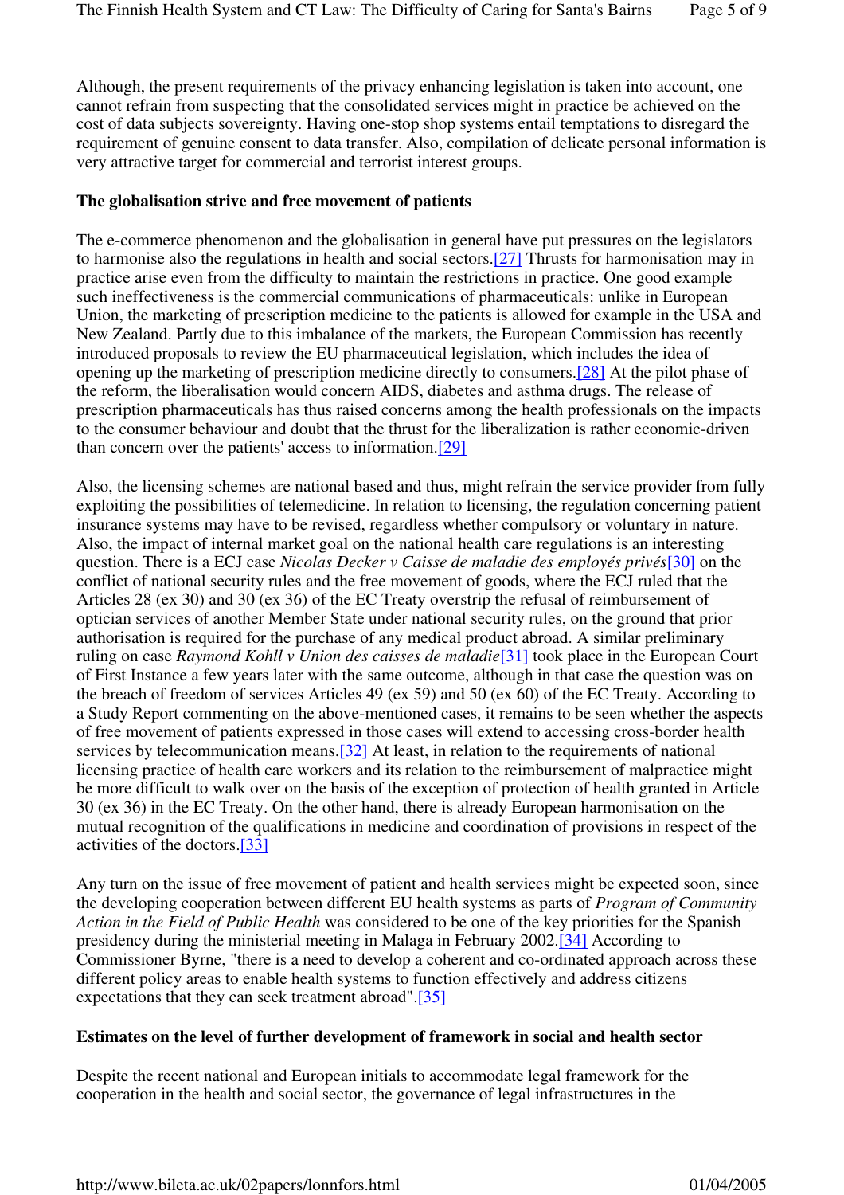Although, the present requirements of the privacy enhancing legislation is taken into account, one cannot refrain from suspecting that the consolidated services might in practice be achieved on the cost of data subjects sovereignty. Having one-stop shop systems entail temptations to disregard the requirement of genuine consent to data transfer. Also, compilation of delicate personal information is very attractive target for commercial and terrorist interest groups.

**The globalisation strive and free movement of patients**

The e-commerce phenomenon and the globalisation in general have put pressures on the legislators to harmonise also the regulations in health and social sectors.[27] Thrusts for harmonisation may in practice arise even from the difficulty to maintain the restrictions in practice. One good example such ineffectiveness is the commercial communications of pharmaceuticals: unlike in European Union, the marketing of prescription medicine to the patients is allowed for example in the USA and New Zealand. Partly due to this imbalance of the markets, the European Commission has recently introduced proposals to review the EU pharmaceutical legislation, which includes the idea of opening up the marketing of prescription medicine directly to consumers.[28] At the pilot phase of the reform, the liberalisation would concern AIDS, diabetes and asthma drugs. The release of prescription pharmaceuticals has thus raised concerns among the health professionals on the impacts to the consumer behaviour and doubt that the thrust for the liberalization is rather economic-driven than concern over the patients' access to information.[29]

Also, the licensing schemes are national based and thus, might refrain the service provider from fully exploiting the possibilities of telemedicine. In relation to licensing, the regulation concerning patient insurance systems may have to be revised, regardless whether compulsory or voluntary in nature. Also, the impact of internal market goal on the national health care regulations is an interesting question. There is a ECJ case *Nicolas Decker v Caisse de maladie des employés privés*[30] on the conflict of national security rules and the free movement of goods, where the ECJ ruled that the Articles 28 (ex 30) and 30 (ex 36) of the EC Treaty overstrip the refusal of reimbursement of optician services of another Member State under national security rules, on the ground that prior authorisation is required for the purchase of any medical product abroad. A similar preliminary ruling on case *Raymond Kohll v Union des caisses de maladie*[31] took place in the European Court of First Instance a few years later with the same outcome, although in that case the question was on the breach of freedom of services Articles 49 (ex 59) and 50 (ex 60) of the EC Treaty. According to a Study Report commenting on the above-mentioned cases, it remains to be seen whether the aspects of free movement of patients expressed in those cases will extend to accessing cross-border health services by telecommunication means.[32] At least, in relation to the requirements of national licensing practice of health care workers and its relation to the reimbursement of malpractice might be more difficult to walk over on the basis of the exception of protection of health granted in Article 30 (ex 36) in the EC Treaty. On the other hand, there is already European harmonisation on the mutual recognition of the qualifications in medicine and coordination of provisions in respect of the activities of the doctors.[33]

Any turn on the issue of free movement of patient and health services might be expected soon, since the developing cooperation between different EU health systems as parts of *Program of Community Action in the Field of Public Health* was considered to be one of the key priorities for the Spanish presidency during the ministerial meeting in Malaga in February 2002.[34] According to Commissioner Byrne, "there is a need to develop a coherent and co-ordinated approach across these different policy areas to enable health systems to function effectively and address citizens expectations that they can seek treatment abroad".[35]

**Estimates on the level of further development of framework in social and health sector**

Despite the recent national and European initials to accommodate legal framework for the cooperation in the health and social sector, the governance of legal infrastructures in the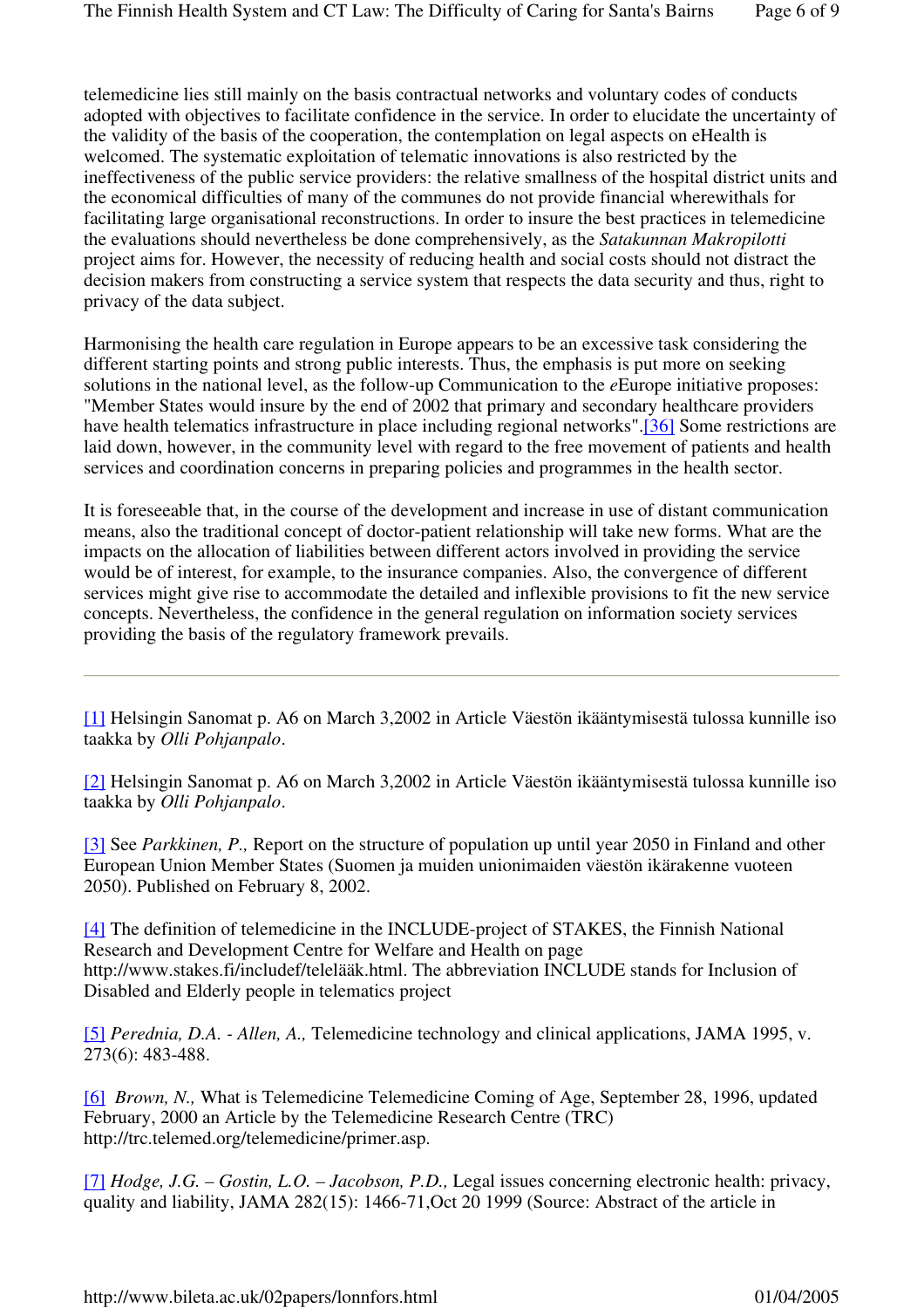telemedicine lies still mainly on the basis contractual networks and voluntary codes of conducts adopted with objectives to facilitate confidence in the service. In order to elucidate the uncertainty of the validity of the basis of the cooperation, the contemplation on legal aspects on eHealth is welcomed. The systematic exploitation of telematic innovations is also restricted by the ineffectiveness of the public service providers: the relative smallness of the hospital district units and the economical difficulties of many of the communes do not provide financial wherewithals for facilitating large organisational reconstructions. In order to insure the best practices in telemedicine the evaluations should nevertheless be done comprehensively, as the *Satakunnan Makropilotti* project aims for. However, the necessity of reducing health and social costs should not distract the decision makers from constructing a service system that respects the data security and thus, right to privacy of the data subject.

Harmonising the health care regulation in Europe appears to be an excessive task considering the different starting points and strong public interests. Thus, the emphasis is put more on seeking solutions in the national level, as the follow-up Communication to the *e*Europe initiative proposes: "Member States would insure by the end of 2002 that primary and secondary healthcare providers have health telematics infrastructure in place including regional networks".[36] Some restrictions are laid down, however, in the community level with regard to the free movement of patients and health services and coordination concerns in preparing policies and programmes in the health sector.

It is foreseeable that, in the course of the development and increase in use of distant communication means, also the traditional concept of doctor-patient relationship will take new forms. What are the impacts on the allocation of liabilities between different actors involved in providing the service would be of interest, for example, to the insurance companies. Also, the convergence of different services might give rise to accommodate the detailed and inflexible provisions to fit the new service concepts. Nevertheless, the confidence in the general regulation on information society services providing the basis of the regulatory framework prevails.

---

[1] Helsingin Sanomat p. A6 on March 3,2002 in Article Väestön ikääntymisestä tulossa kunnille iso taakka by *Olli Pohjanpalo*.

[2] Helsingin Sanomat p. A6 on March 3,2002 in Article Väestön ikääntymisestä tulossa kunnille iso taakka by *Olli Pohjanpalo*.

[3] See *Parkkinen, P.,* Report on the structure of population up until year 2050 in Finland and other European Union Member States (Suomen ja muiden unionimaiden väestön ikärakenne vuoteen 2050). Published on February 8, 2002.

[4] The definition of telemedicine in the INCLUDE-project of STAKES, the Finnish National Research and Development Centre for Welfare and Health on page http://www.stakes.fi/includef/telelääk.html. The abbreviation INCLUDE stands for Inclusion of Disabled and Elderly people in telematics project

[5] *Perednia, D.A. - Allen, A.,* Telemedicine technology and clinical applications, JAMA 1995, v. 273(6): 483-488.

[6] *Brown, N.,* What is Telemedicine Telemedicine Coming of Age, September 28, 1996, updated February, 2000 an Article by the Telemedicine Research Centre (TRC) http://trc.telemed.org/telemedicine/primer.asp.

[7] *Hodge, J.G. – Gostin, L.O. – Jacobson, P.D.,* Legal issues concerning electronic health: privacy, quality and liability, JAMA 282(15): 1466-71,Oct 20 1999 (Source: Abstract of the article in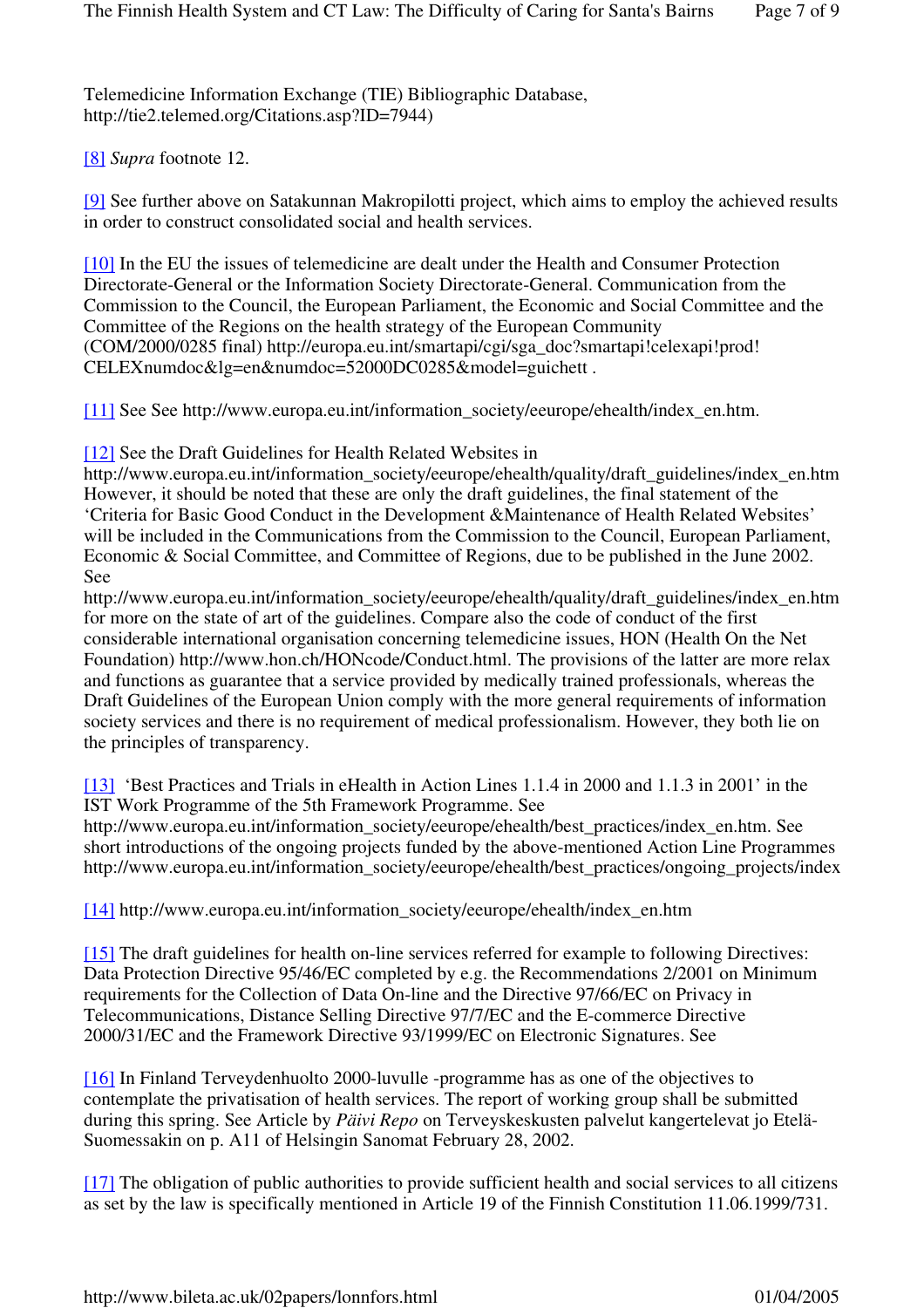Telemedicine Information Exchange (TIE) Bibliographic Database, http://tie2.telemed.org/Citations.asp?ID=7944)

[8] *Supra* footnote 12.

[9] See further above on Satakunnan Makropilotti project, which aims to employ the achieved results in order to construct consolidated social and health services.

[10] In the EU the issues of telemedicine are dealt under the Health and Consumer Protection Directorate-General or the Information Society Directorate-General. Communication from the Commission to the Council, the European Parliament, the Economic and Social Committee and the Committee of the Regions on the health strategy of the European Community (COM/2000/0285 final) http://europa.eu.int/smartapi/cgi/sga_doc?smartapi!celexapi!prod!CELEXnumdoc&lg=en&numdoc=52000DC0285&model=guichett .

[11] See See http://www.europa.eu.int/information_society/eeurope/ehealth/index_en.htm.

[12] See the Draft Guidelines for Health Related Websites in http://www.europa.eu.int/information_society/eeurope/ehealth/quality/draft_guidelines/index_en.htm However, it should be noted that these are only the draft guidelines, the final statement of the 'Criteria for Basic Good Conduct in the Development &Maintenance of Health Related Websites' will be included in the Communications from the Commission to the Council, European Parliament, Economic & Social Committee, and Committee of Regions, due to be published in the June 2002. See http://www.europa.eu.int/information_society/eeurope/ehealth/quality/draft_guidelines/index_en.htm for more on the state of art of the guidelines. Compare also the code of conduct of the first considerable international organisation concerning telemedicine issues, HON (Health On the Net Foundation) http://www.hon.ch/HONcode/Conduct.html. The provisions of the latter are more relax and functions as guarantee that a service provided by medically trained professionals, whereas the Draft Guidelines of the European Union comply with the more general requirements of information society services and there is no requirement of medical professionalism. However, they both lie on the principles of transparency.

[13] 'Best Practices and Trials in eHealth in Action Lines 1.1.4 in 2000 and 1.1.3 in 2001' in the IST Work Programme of the 5th Framework Programme. See http://www.europa.eu.int/information_society/eeurope/ehealth/best_practices/index_en.htm. See short introductions of the ongoing projects funded by the above-mentioned Action Line Programmes http://www.europa.eu.int/information_society/eeurope/ehealth/best_practices/ongoing_projects/index

[14] http://www.europa.eu.int/information_society/eeurope/ehealth/index_en.htm

[15] The draft guidelines for health on-line services referred for example to following Directives: Data Protection Directive 95/46/EC completed by e.g. the Recommendations 2/2001 on Minimum requirements for the Collection of Data On-line and the Directive 97/66/EC on Privacy in Telecommunications, Distance Selling Directive 97/7/EC and the E-commerce Directive 2000/31/EC and the Framework Directive 93/1999/EC on Electronic Signatures. See

[16] In Finland Terveydenhuolto 2000-luvulle -programme has as one of the objectives to contemplate the privatisation of health services. The report of working group shall be submitted during this spring. See Article by *Päivi Repo* on Terveyskeskusten palvelut kangertelevat jo Etelä-Suomessakin on p. A11 of Helsingin Sanomat February 28, 2002.

[17] The obligation of public authorities to provide sufficient health and social services to all citizens as set by the law is specifically mentioned in Article 19 of the Finnish Constitution 11.06.1999/731.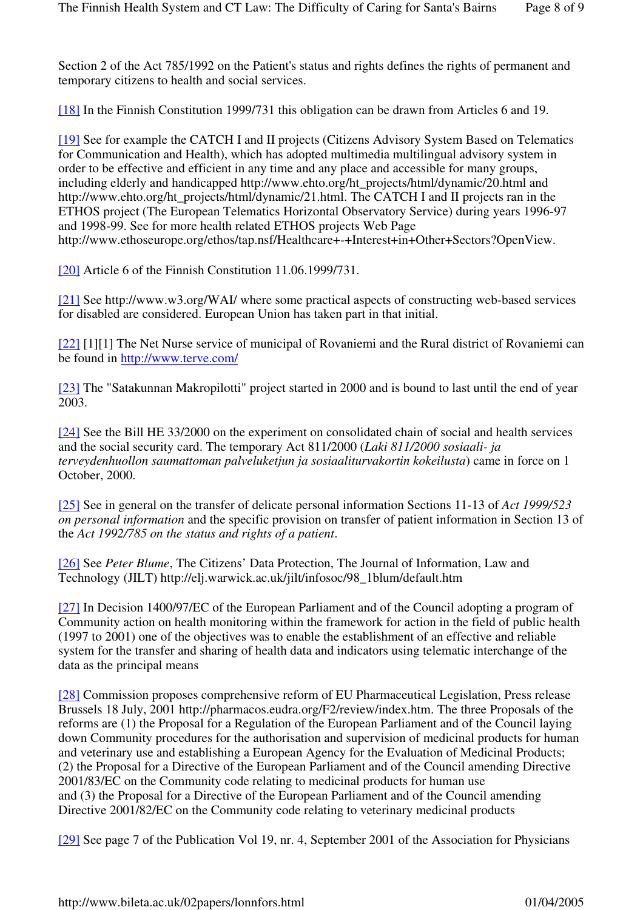Section 2 of the Act 785/1992 on the Patient's status and rights defines the rights of permanent and temporary citizens to health and social services.

[18] In the Finnish Constitution 1999/731 this obligation can be drawn from Articles 6 and 19.

[19] See for example the CATCH I and II projects (Citizens Advisory System Based on Telematics for Communication and Health), which has adopted multimedia multilingual advisory system in order to be effective and efficient in any time and any place and accessible for many groups, including elderly and handicapped http://www.ehto.org/ht_projects/html/dynamic/20.html and http://www.ehto.org/ht_projects/html/dynamic/21.html. The CATCH I and II projects ran in the ETHOS project (The European Telematics Horizontal Observatory Service) during years 1996-97 and 1998-99. See for more health related ETHOS projects Web Page http://www.ethoseurope.org/ethos/tap.nsf/Healthcare+-+Interest+in+Other+Sectors?OpenView.

[20] Article 6 of the Finnish Constitution 11.06.1999/731.

[21] See http://www.w3.org/WAI/ where some practical aspects of constructing web-based services for disabled are considered. European Union has taken part in that initial.

[22] [1][1] The Net Nurse service of municipal of Rovaniemi and the Rural district of Rovaniemi can be found in http://www.terve.com/

[23] The "Satakunnan Makropilotti" project started in 2000 and is bound to last until the end of year 2003.

[24] See the Bill HE 33/2000 on the experiment on consolidated chain of social and health services and the social security card. The temporary Act 811/2000 (*Laki 811/2000 sosiaali- ja terveydenhuollon saumattoman palveluketjun ja sosiaaliturvakortin kokeilusta*) came in force on 1 October, 2000.

[25] See in general on the transfer of delicate personal information Sections 11-13 of *Act 1999/523 on personal information* and the specific provision on transfer of patient information in Section 13 of the *Act 1992/785 on the status and rights of a patient*.

[26] See *Peter Blume*, The Citizens' Data Protection, The Journal of Information, Law and Technology (JILT) http://elj.warwick.ac.uk/jilt/infosoc/98_1blum/default.htm

[27] In Decision 1400/97/EC of the European Parliament and of the Council adopting a program of Community action on health monitoring within the framework for action in the field of public health (1997 to 2001) one of the objectives was to enable the establishment of an effective and reliable system for the transfer and sharing of health data and indicators using telematic interchange of the data as the principal means

[28] Commission proposes comprehensive reform of EU Pharmaceutical Legislation, Press release Brussels 18 July, 2001 http://pharmacos.eudra.org/F2/review/index.htm. The three Proposals of the reforms are (1) the Proposal for a Regulation of the European Parliament and of the Council laying down Community procedures for the authorisation and supervision of medicinal products for human and veterinary use and establishing a European Agency for the Evaluation of Medicinal Products; (2) the Proposal for a Directive of the European Parliament and of the Council amending Directive 2001/83/EC on the Community code relating to medicinal products for human use and (3) the Proposal for a Directive of the European Parliament and of the Council amending Directive 2001/82/EC on the Community code relating to veterinary medicinal products

[29] See page 7 of the Publication Vol 19, nr. 4, September 2001 of the Association for Physicians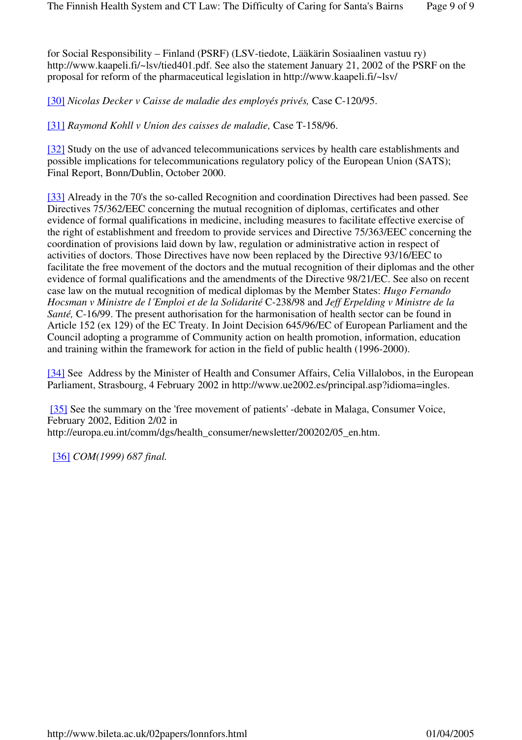for Social Responsibility – Finland (PSRF) (LSV-tiedote, Lääkärin Sosiaalinen vastuu ry) http://www.kaapeli.fi/~lsv/tied401.pdf. See also the statement January 21, 2002 of the PSRF on the proposal for reform of the pharmaceutical legislation in http://www.kaapeli.fi/~lsv/

[30] *Nicolas Decker v Caisse de maladie des employés privés,* Case C-120/95.

[31] *Raymond Kohll v Union des caisses de maladie,* Case T-158/96.

[32] Study on the use of advanced telecommunications services by health care establishments and possible implications for telecommunications regulatory policy of the European Union (SATS); Final Report, Bonn/Dublin, October 2000.

[33] Already in the 70's the so-called Recognition and coordination Directives had been passed. See Directives 75/362/EEC concerning the mutual recognition of diplomas, certificates and other evidence of formal qualifications in medicine, including measures to facilitate effective exercise of the right of establishment and freedom to provide services and Directive 75/363/EEC concerning the coordination of provisions laid down by law, regulation or administrative action in respect of activities of doctors. Those Directives have now been replaced by the Directive 93/16/EEC to facilitate the free movement of the doctors and the mutual recognition of their diplomas and the other evidence of formal qualifications and the amendments of the Directive 98/21/EC. See also on recent case law on the mutual recognition of medical diplomas by the Member States: *Hugo Fernando Hocsman v Ministre de l´Emploi et de la Solidarité* C-238/98 and *Jeff Erpelding v Ministre de la Santé,* C-16/99. The present authorisation for the harmonisation of health sector can be found in Article 152 (ex 129) of the EC Treaty. In Joint Decision 645/96/EC of European Parliament and the Council adopting a programme of Community action on health promotion, information, education and training within the framework for action in the field of public health (1996-2000).

[34] See Address by the Minister of Health and Consumer Affairs, Celia Villalobos, in the European Parliament, Strasbourg, 4 February 2002 in http://www.ue2002.es/principal.asp?idioma=ingles.

[35] See the summary on the 'free movement of patients' -debate in Malaga, Consumer Voice, February 2002, Edition 2/02 in http://europa.eu.int/comm/dgs/health_consumer/newsletter/200202/05_en.htm.

[36] *COM(1999) 687 final.*